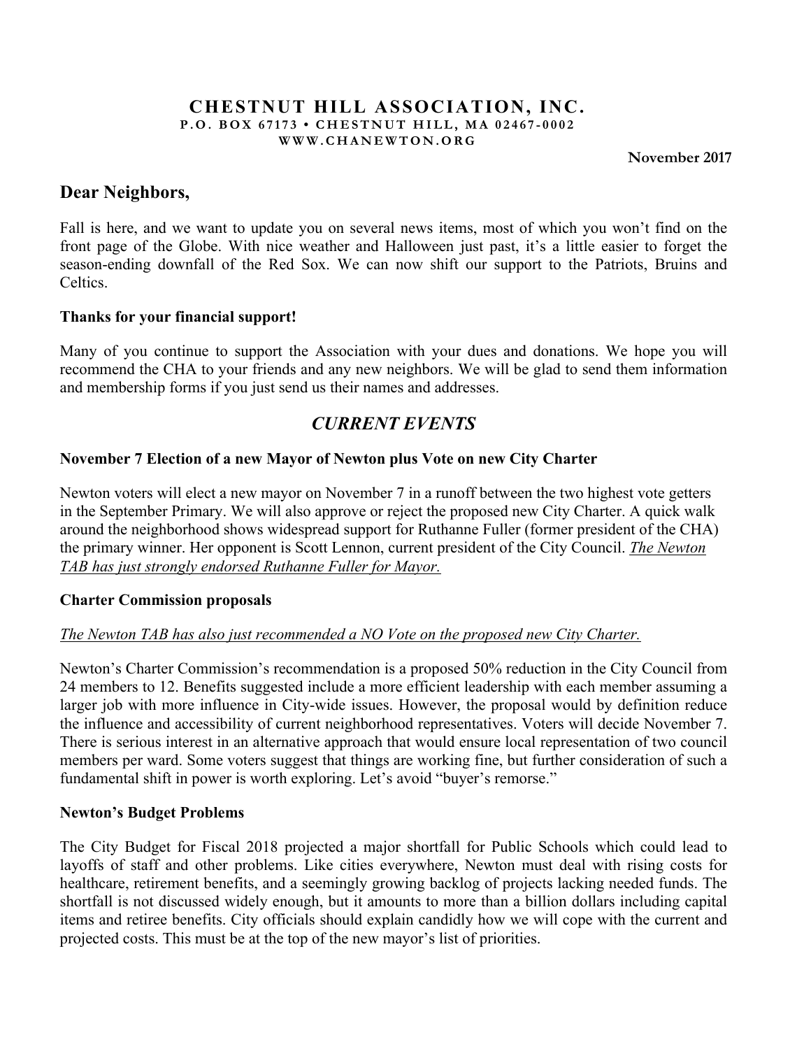# CHESTNUT HILL ASSOCIATION, INC.

**P.O. BOX 67173 • CHESTNUT HILL, MA 02467-0002**

**WWW.CHANEWTON.ORG**

**November 2017**

## Dear Neighbors,

Fall is here, and we want to update you on several news items, most of which you won't find on the front page of the Globe. With nice weather and Halloween just past, it's a little easier to forget the season-ending downfall of the Red Sox. We can now shift our support to the Patriots, Bruins and Celtics.

### Thanks for your financial support!

Many of you continue to support the Association with your dues and donations. We hope you will recommend the CHA to your friends and any new neighbors. We will be glad to send them information and membership forms if you just send us their names and addresses.

## *CURRENT EVENTS*

### November 7 Election of a new Mayor of Newton plus Vote on new City Charter

Newton voters will elect a new mayor on November 7 in a runoff between the two highest vote getters in the September Primary. We will also approve or reject the proposed new City Charter. A quick walk around the neighborhood shows widespread support for Ruthanne Fuller (former president of the CHA) the primary winner. Her opponent is Scott Lennon, current president of the City Council. *The Newton TAB has just strongly endorsed Ruthanne Fuller for Mayor.*

### Charter Commission proposals

*The Newton TAB has also just recommended a NO Vote on the proposed new City Charter.*

Newton's Charter Commission's recommendation is a proposed 50% reduction in the City Council from 24 members to 12. Benefits suggested include a more efficient leadership with each member assuming a larger job with more influence in City-wide issues. However, the proposal would by definition reduce the influence and accessibility of current neighborhood representatives. Voters will decide November 7. There is serious interest in an alternative approach that would ensure local representation of two council members per ward. Some voters suggest that things are working fine, but further consideration of such a fundamental shift in power is worth exploring. Let's avoid "buyer's remorse."

### Newton's Budget Problems

The City Budget for Fiscal 2018 projected a major shortfall for Public Schools which could lead to layoffs of staff and other problems. Like cities everywhere, Newton must deal with rising costs for healthcare, retirement benefits, and a seemingly growing backlog of projects lacking needed funds. The shortfall is not discussed widely enough, but it amounts to more than a billion dollars including capital items and retiree benefits. City officials should explain candidly how we will cope with the current and projected costs. This must be at the top of the new mayor's list of priorities.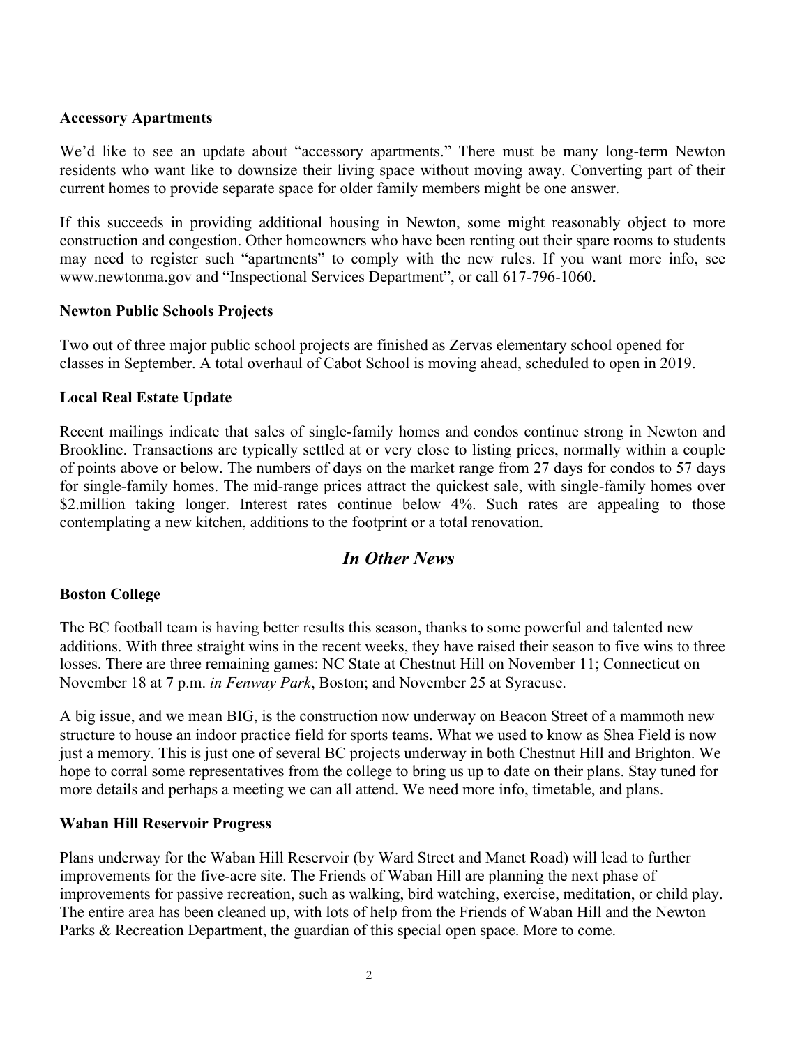**Accessory Apartments**

We'd like to see an update about "accessory apartments." There must be many long-term Newton residents who want like to downsize their living space without moving away. Converting part of their current homes to provide separate space for older family members might be one answer.

If this succeeds in providing additional housing in Newton, some might reasonably object to more construction and congestion. Other homeowners who have been renting out their spare rooms to students may need to register such "apartments" to comply with the new rules. If you want more info, see www.newtonma.gov and "Inspectional Services Department", or call 617-796-1060.

**Newton Public Schools Projects**

Two out of three major public school projects are finished as Zervas elementary school opened for classes in September. A total overhaul of Cabot School is moving ahead, scheduled to open in 2019.

**Local Real Estate Update**

Recent mailings indicate that sales of single-family homes and condos continue strong in Newton and Brookline. Transactions are typically settled at or very close to listing prices, normally within a couple of points above or below. The numbers of days on the market range from 27 days for condos to 57 days for single-family homes. The mid-range prices attract the quickest sale, with single-family homes over $2.million taking longer. Interest rates continue below 4%. Such rates are appealing to those contemplating a new kitchen, additions to the footprint or a total renovation.

## *In Other News*

**Boston College**

The BC football team is having better results this season, thanks to some powerful and talented new additions. With three straight wins in the recent weeks, they have raised their season to five wins to three losses. There are three remaining games: NC State at Chestnut Hill on November 11; Connecticut on November 18 at 7 p.m. *in Fenway Park*, Boston; and November 25 at Syracuse.

A big issue, and we mean BIG, is the construction now underway on Beacon Street of a mammoth new structure to house an indoor practice field for sports teams. What we used to know as Shea Field is now just a memory. This is just one of several BC projects underway in both Chestnut Hill and Brighton. We hope to corral some representatives from the college to bring us up to date on their plans. Stay tuned for more details and perhaps a meeting we can all attend. We need more info, timetable, and plans.

**Waban Hill Reservoir Progress**

Plans underway for the Waban Hill Reservoir (by Ward Street and Manet Road) will lead to further improvements for the five-acre site. The Friends of Waban Hill are planning the next phase of improvements for passive recreation, such as walking, bird watching, exercise, meditation, or child play. The entire area has been cleaned up, with lots of help from the Friends of Waban Hill and the Newton Parks & Recreation Department, the guardian of this special open space. More to come.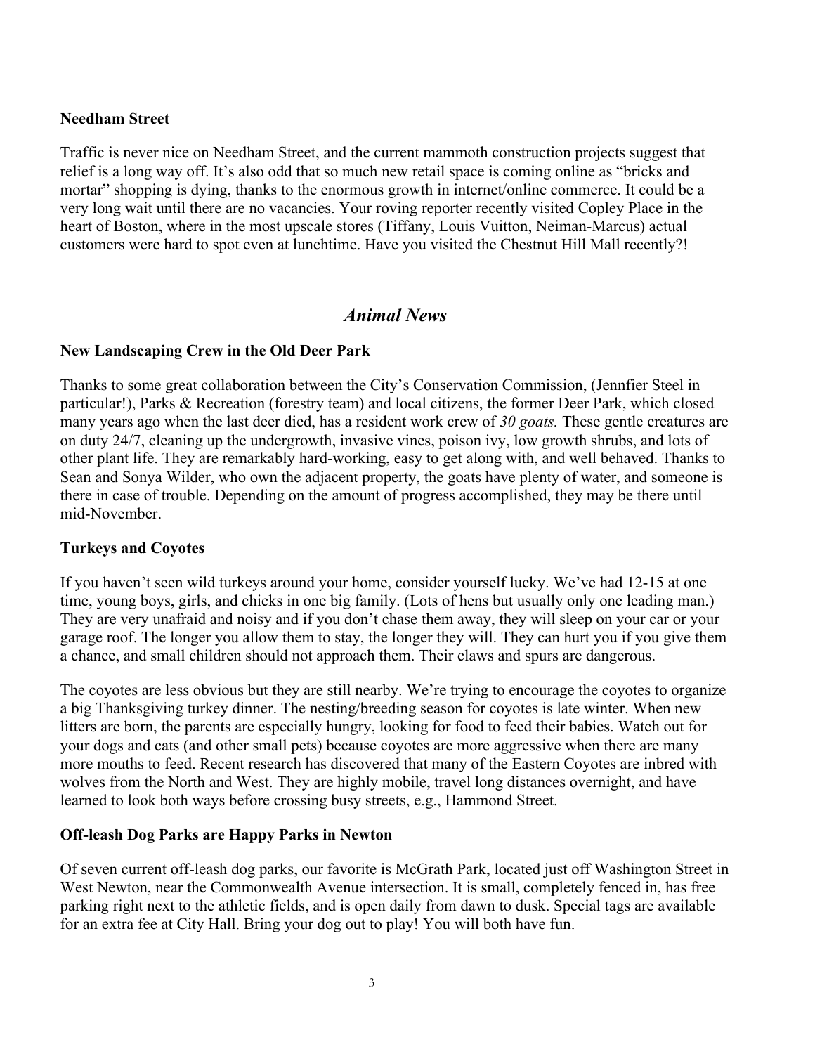**Needham Street**

Traffic is never nice on Needham Street, and the current mammoth construction projects suggest that relief is a long way off. It's also odd that so much new retail space is coming online as "bricks and mortar" shopping is dying, thanks to the enormous growth in internet/online commerce. It could be a very long wait until there are no vacancies. Your roving reporter recently visited Copley Place in the heart of Boston, where in the most upscale stores (Tiffany, Louis Vuitton, Neiman-Marcus) actual customers were hard to spot even at lunchtime. Have you visited the Chestnut Hill Mall recently?!

## *Animal News*

**New Landscaping Crew in the Old Deer Park**

Thanks to some great collaboration between the City's Conservation Commission, (Jennfier Steel in particular!), Parks & Recreation (forestry team) and local citizens, the former Deer Park, which closed many years ago when the last deer died, has a resident work crew of ***30 goats.*** These gentle creatures are on duty 24/7, cleaning up the undergrowth, invasive vines, poison ivy, low growth shrubs, and lots of other plant life. They are remarkably hard-working, easy to get along with, and well behaved. Thanks to Sean and Sonya Wilder, who own the adjacent property, the goats have plenty of water, and someone is there in case of trouble. Depending on the amount of progress accomplished, they may be there until mid-November.

**Turkeys and Coyotes**

If you haven't seen wild turkeys around your home, consider yourself lucky. We've had 12-15 at one time, young boys, girls, and chicks in one big family. (Lots of hens but usually only one leading man.) They are very unafraid and noisy and if you don't chase them away, they will sleep on your car or your garage roof. The longer you allow them to stay, the longer they will. They can hurt you if you give them a chance, and small children should not approach them. Their claws and spurs are dangerous.

The coyotes are less obvious but they are still nearby. We're trying to encourage the coyotes to organize a big Thanksgiving turkey dinner. The nesting/breeding season for coyotes is late winter. When new litters are born, the parents are especially hungry, looking for food to feed their babies. Watch out for your dogs and cats (and other small pets) because coyotes are more aggressive when there are many more mouths to feed. Recent research has discovered that many of the Eastern Coyotes are inbred with wolves from the North and West. They are highly mobile, travel long distances overnight, and have learned to look both ways before crossing busy streets, e.g., Hammond Street.

**Off-leash Dog Parks are Happy Parks in Newton**

Of seven current off-leash dog parks, our favorite is McGrath Park, located just off Washington Street in West Newton, near the Commonwealth Avenue intersection. It is small, completely fenced in, has free parking right next to the athletic fields, and is open daily from dawn to dusk. Special tags are available for an extra fee at City Hall. Bring your dog out to play! You will both have fun.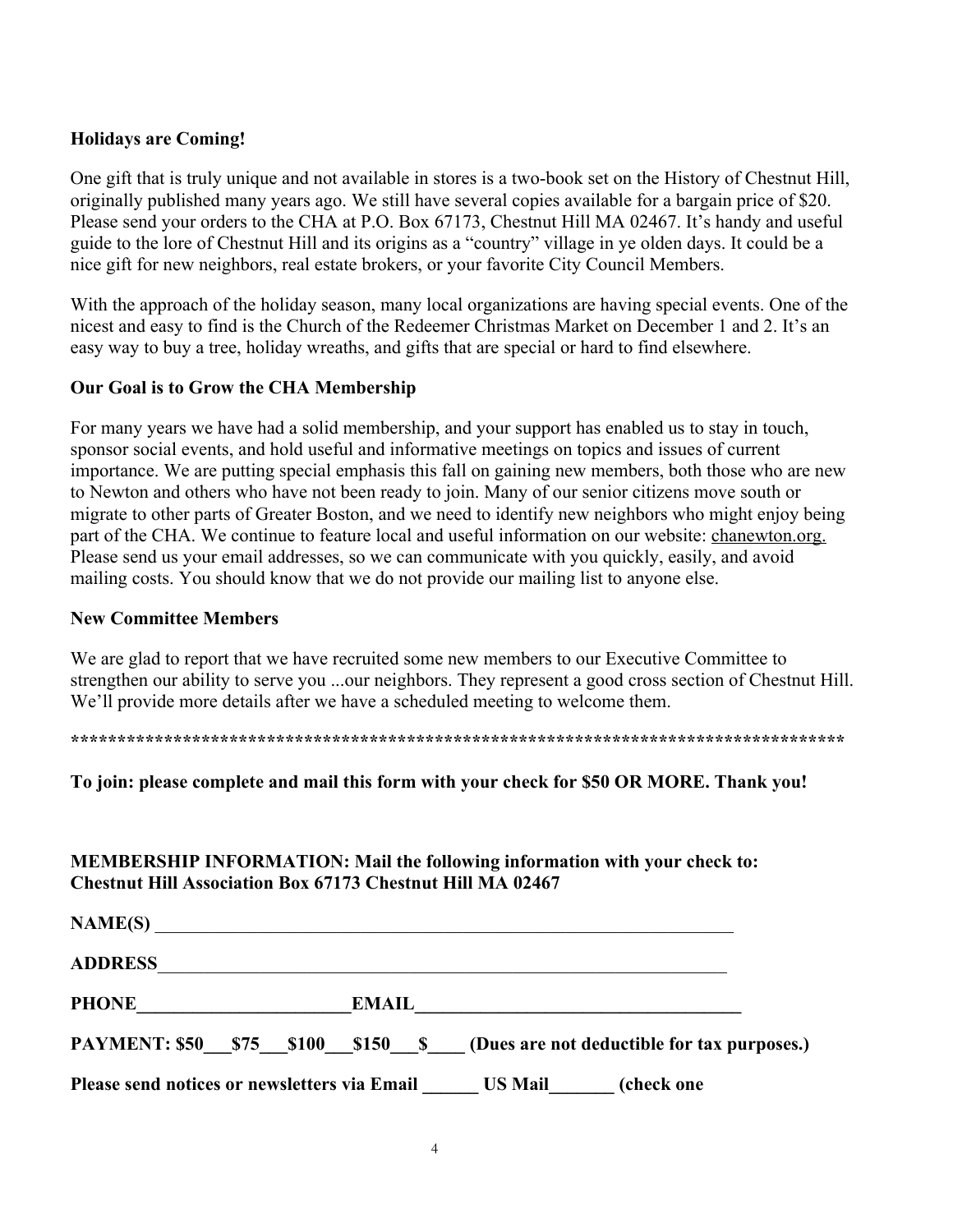**Holidays are Coming!**

One gift that is truly unique and not available in stores is a two-book set on the History of Chestnut Hill, originally published many years ago. We still have several copies available for a bargain price of $20. Please send your orders to the CHA at P.O. Box 67173, Chestnut Hill MA 02467. It's handy and useful guide to the lore of Chestnut Hill and its origins as a "country" village in ye olden days. It could be a nice gift for new neighbors, real estate brokers, or your favorite City Council Members.

With the approach of the holiday season, many local organizations are having special events. One of the nicest and easy to find is the Church of the Redeemer Christmas Market on December 1 and 2. It's an easy way to buy a tree, holiday wreaths, and gifts that are special or hard to find elsewhere.

**Our Goal is to Grow the CHA Membership**

For many years we have had a solid membership, and your support has enabled us to stay in touch, sponsor social events, and hold useful and informative meetings on topics and issues of current importance. We are putting special emphasis this fall on gaining new members, both those who are new to Newton and others who have not been ready to join. Many of our senior citizens move south or migrate to other parts of Greater Boston, and we need to identify new neighbors who might enjoy being part of the CHA. We continue to feature local and useful information on our website: chanewton.org. Please send us your email addresses, so we can communicate with you quickly, easily, and avoid mailing costs. You should know that we do not provide our mailing list to anyone else.

**New Committee Members**

We are glad to report that we have recruited some new members to our Executive Committee to strengthen our ability to serve you ...our neighbors. They represent a good cross section of Chestnut Hill. We'll provide more details after we have a scheduled meeting to welcome them.

**************************************************************************************

**To join: please complete and mail this form with your check for $50 OR MORE. Thank you!**

**MEMBERSHIP INFORMATION: Mail the following information with your check to: Chestnut Hill Association Box 67173 Chestnut Hill MA 02467**

**NAME(S)** ________________________________________________________________

**ADDRESS**________________________________________________________________

**PHONE**_______________________**EMAIL**___________________________________

**PAYMENT: $50___$75___$100___$150___$____ (Dues are not deductible for tax purposes.)**

**Please send notices or newsletters via Email ______ US Mail_______ (check one**